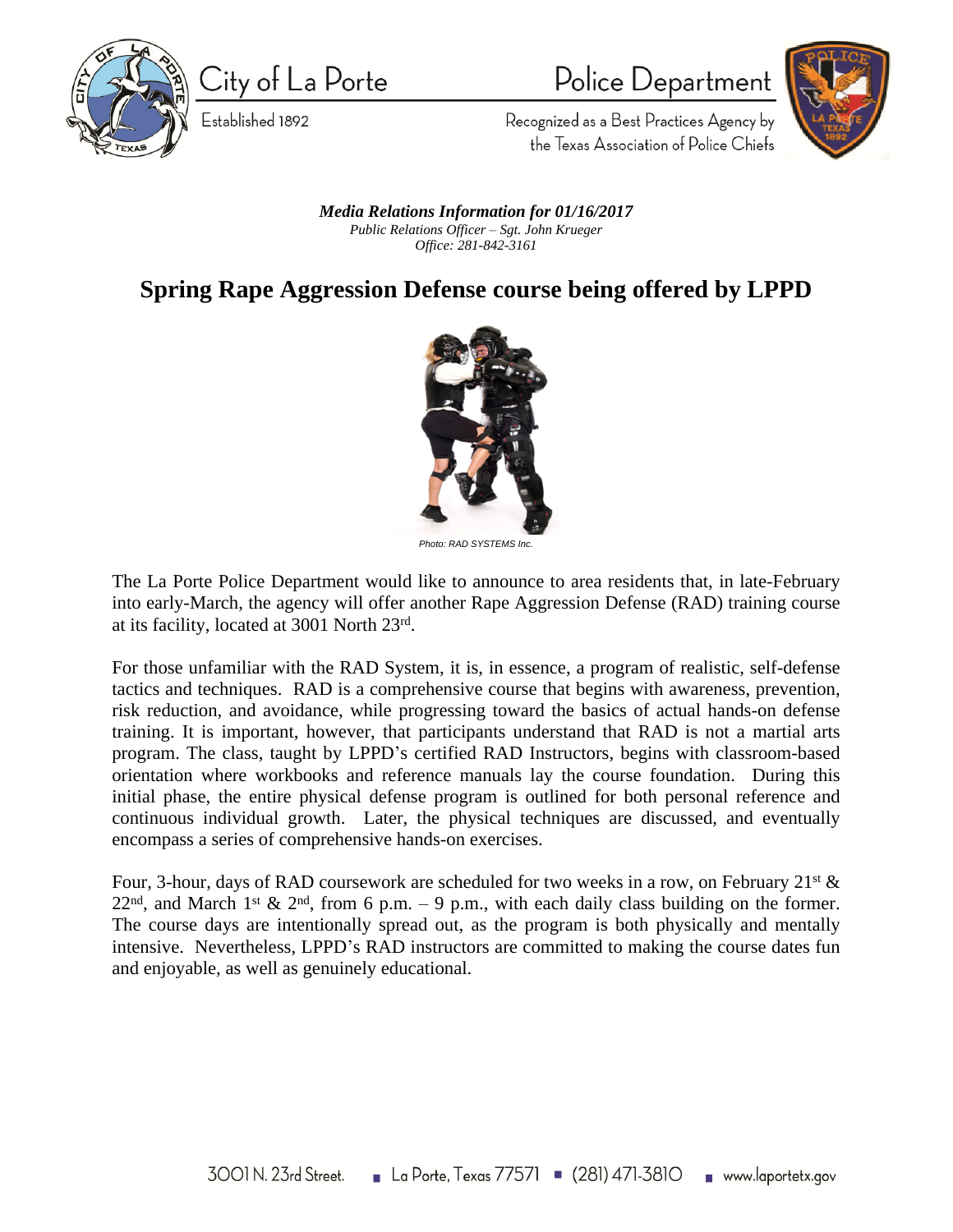City of La Porte

Established 1892

Police Department

Recognized as a Best Practices Agency by the Texas Association of Police Chiefs

***Media Relations Information for 01/16/2017***
*Public Relations Officer – Sgt. John Krueger*
*Office: 281-842-3161*

# Spring Rape Aggression Defense course being offered by LPPD

*Photo: RAD SYSTEMS Inc.*

The La Porte Police Department would like to announce to area residents that, in late-February into early-March, the agency will offer another Rape Aggression Defense (RAD) training course at its facility, located at 3001 North 23rd.

For those unfamiliar with the RAD System, it is, in essence, a program of realistic, self-defense tactics and techniques. RAD is a comprehensive course that begins with awareness, prevention, risk reduction, and avoidance, while progressing toward the basics of actual hands-on defense training. It is important, however, that participants understand that RAD is not a martial arts program. The class, taught by LPPD's certified RAD Instructors, begins with classroom-based orientation where workbooks and reference manuals lay the course foundation. During this initial phase, the entire physical defense program is outlined for both personal reference and continuous individual growth. Later, the physical techniques are discussed, and eventually encompass a series of comprehensive hands-on exercises.

Four, 3-hour, days of RAD coursework are scheduled for two weeks in a row, on February 21st & 22nd, and March 1st & 2nd, from 6 p.m. – 9 p.m., with each daily class building on the former. The course days are intentionally spread out, as the program is both physically and mentally intensive. Nevertheless, LPPD's RAD instructors are committed to making the course dates fun and enjoyable, as well as genuinely educational.

3001 N. 23rd Street. ▪ La Porte, Texas 77571 ▪ (281) 471-3810 ▪ www.laportetx.gov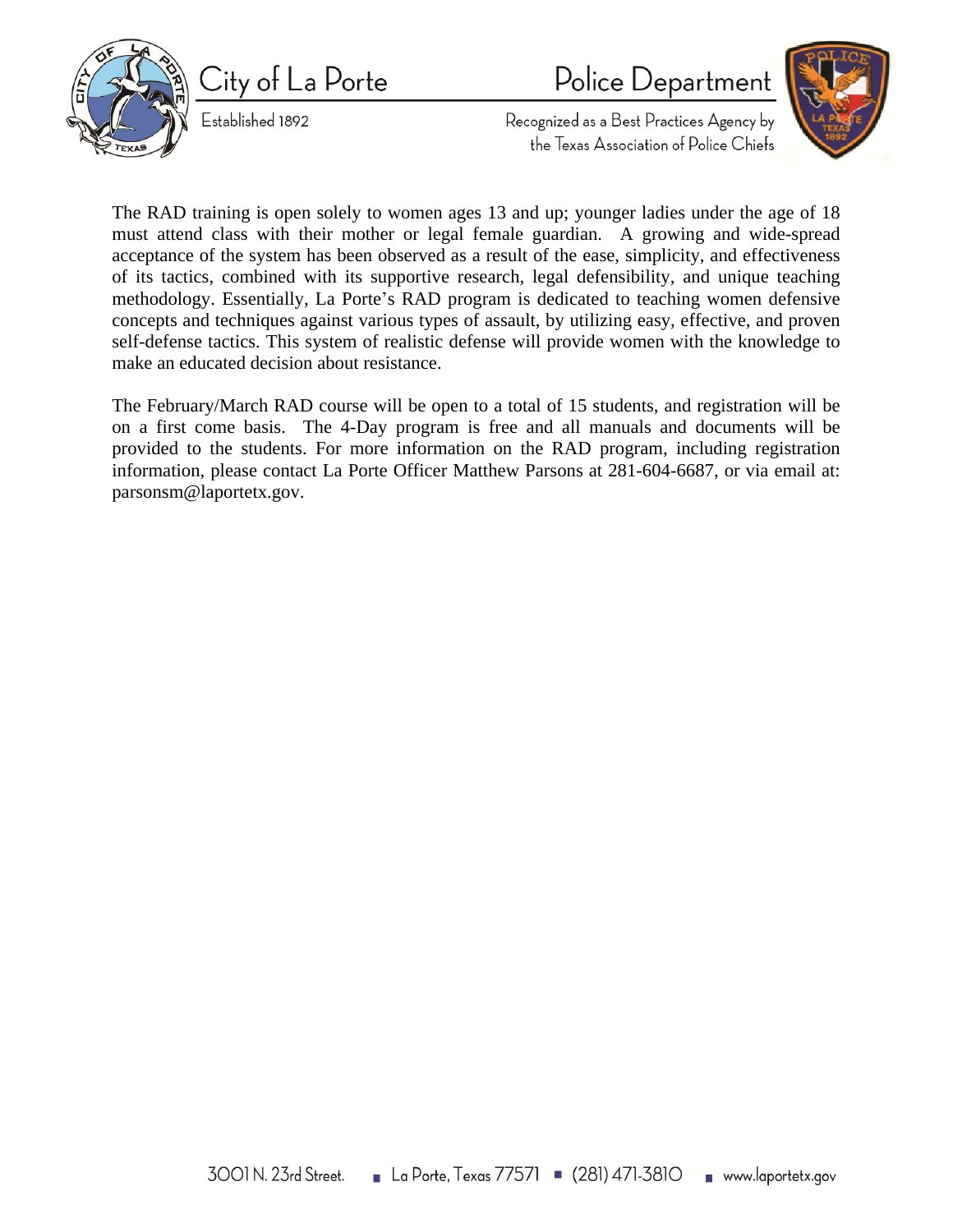The RAD training is open solely to women ages 13 and up; younger ladies under the age of 18 must attend class with their mother or legal female guardian. A growing and wide-spread acceptance of the system has been observed as a result of the ease, simplicity, and effectiveness of its tactics, combined with its supportive research, legal defensibility, and unique teaching methodology. Essentially, La Porte's RAD program is dedicated to teaching women defensive concepts and techniques against various types of assault, by utilizing easy, effective, and proven self-defense tactics. This system of realistic defense will provide women with the knowledge to make an educated decision about resistance.

The February/March RAD course will be open to a total of 15 students, and registration will be on a first come basis. The 4-Day program is free and all manuals and documents will be provided to the students. For more information on the RAD program, including registration information, please contact La Porte Officer Matthew Parsons at 281-604-6687, or via email at: parsonsm@laportetx.gov.